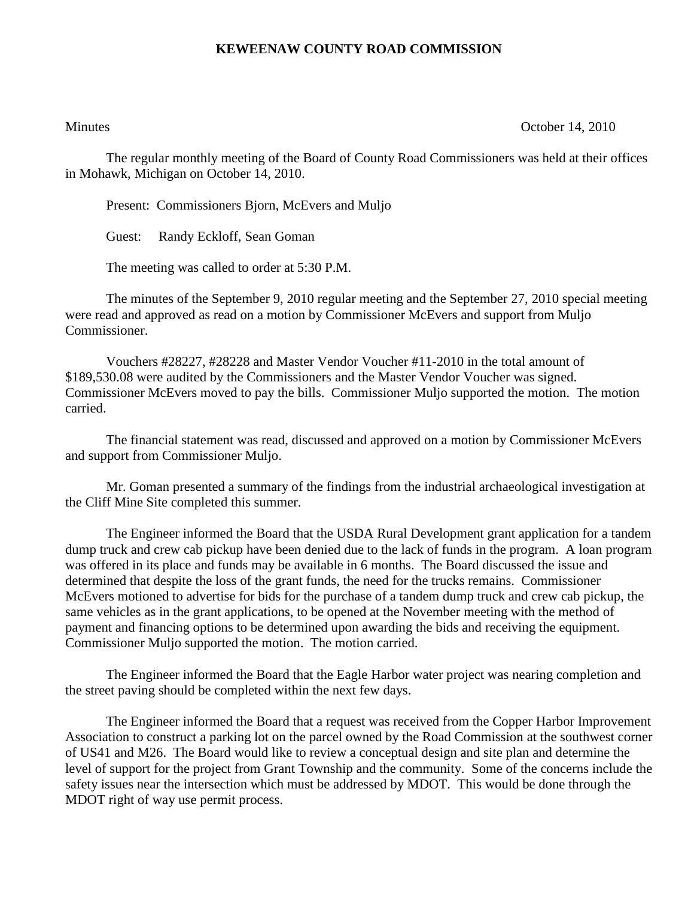# KEWEENAW COUNTY ROAD COMMISSION

Minutes October 14, 2010

The regular monthly meeting of the Board of County Road Commissioners was held at their offices in Mohawk, Michigan on October 14, 2010.

Present: Commissioners Bjorn, McEvers and Muljo

Guest: Randy Eckloff, Sean Goman

The meeting was called to order at 5:30 P.M.

The minutes of the September 9, 2010 regular meeting and the September 27, 2010 special meeting were read and approved as read on a motion by Commissioner McEvers and support from Muljo Commissioner.

Vouchers #28227, #28228 and Master Vendor Voucher #11-2010 in the total amount of $189,530.08 were audited by the Commissioners and the Master Vendor Voucher was signed. Commissioner McEvers moved to pay the bills. Commissioner Muljo supported the motion. The motion carried.

The financial statement was read, discussed and approved on a motion by Commissioner McEvers and support from Commissioner Muljo.

Mr. Goman presented a summary of the findings from the industrial archaeological investigation at the Cliff Mine Site completed this summer.

The Engineer informed the Board that the USDA Rural Development grant application for a tandem dump truck and crew cab pickup have been denied due to the lack of funds in the program. A loan program was offered in its place and funds may be available in 6 months. The Board discussed the issue and determined that despite the loss of the grant funds, the need for the trucks remains. Commissioner McEvers motioned to advertise for bids for the purchase of a tandem dump truck and crew cab pickup, the same vehicles as in the grant applications, to be opened at the November meeting with the method of payment and financing options to be determined upon awarding the bids and receiving the equipment. Commissioner Muljo supported the motion. The motion carried.

The Engineer informed the Board that the Eagle Harbor water project was nearing completion and the street paving should be completed within the next few days.

The Engineer informed the Board that a request was received from the Copper Harbor Improvement Association to construct a parking lot on the parcel owned by the Road Commission at the southwest corner of US41 and M26. The Board would like to review a conceptual design and site plan and determine the level of support for the project from Grant Township and the community. Some of the concerns include the safety issues near the intersection which must be addressed by MDOT. This would be done through the MDOT right of way use permit process.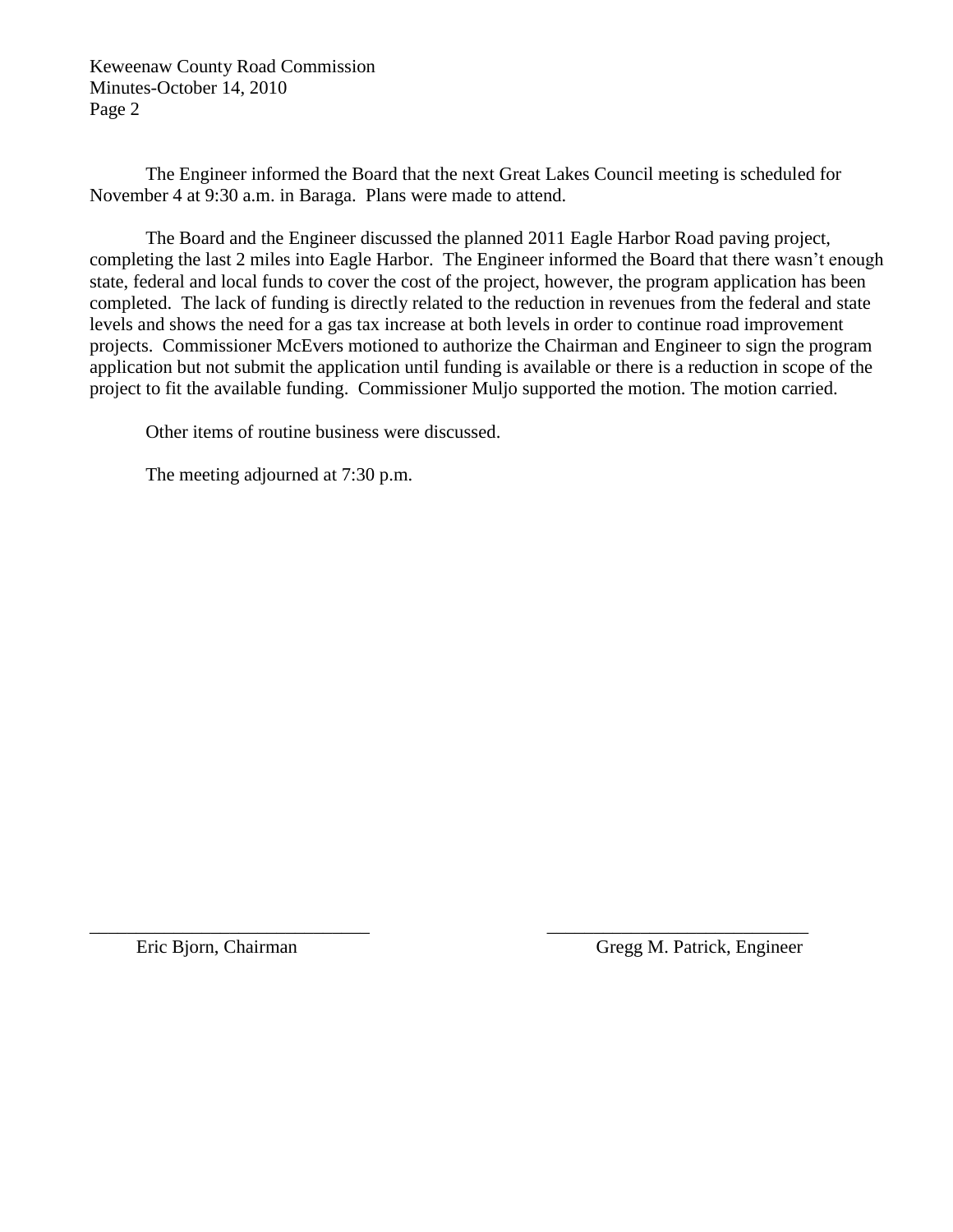The Engineer informed the Board that the next Great Lakes Council meeting is scheduled for November 4 at 9:30 a.m. in Baraga. Plans were made to attend.

The Board and the Engineer discussed the planned 2011 Eagle Harbor Road paving project, completing the last 2 miles into Eagle Harbor. The Engineer informed the Board that there wasn't enough state, federal and local funds to cover the cost of the project, however, the program application has been completed. The lack of funding is directly related to the reduction in revenues from the federal and state levels and shows the need for a gas tax increase at both levels in order to continue road improvement projects. Commissioner McEvers motioned to authorize the Chairman and Engineer to sign the program application but not submit the application until funding is available or there is a reduction in scope of the project to fit the available funding. Commissioner Muljo supported the motion. The motion carried.

Other items of routine business were discussed.

The meeting adjourned at 7:30 p.m.

\_\_\_\_\_\_\_\_\_\_\_\_\_\_\_\_\_\_\_\_\_\_\_\_\_\_\_\_\_\_
Eric Bjorn, Chairman

\_\_\_\_\_\_\_\_\_\_\_\_\_\_\_\_\_\_\_\_\_\_\_\_\_\_\_\_\_\_
Gregg M. Patrick, Engineer